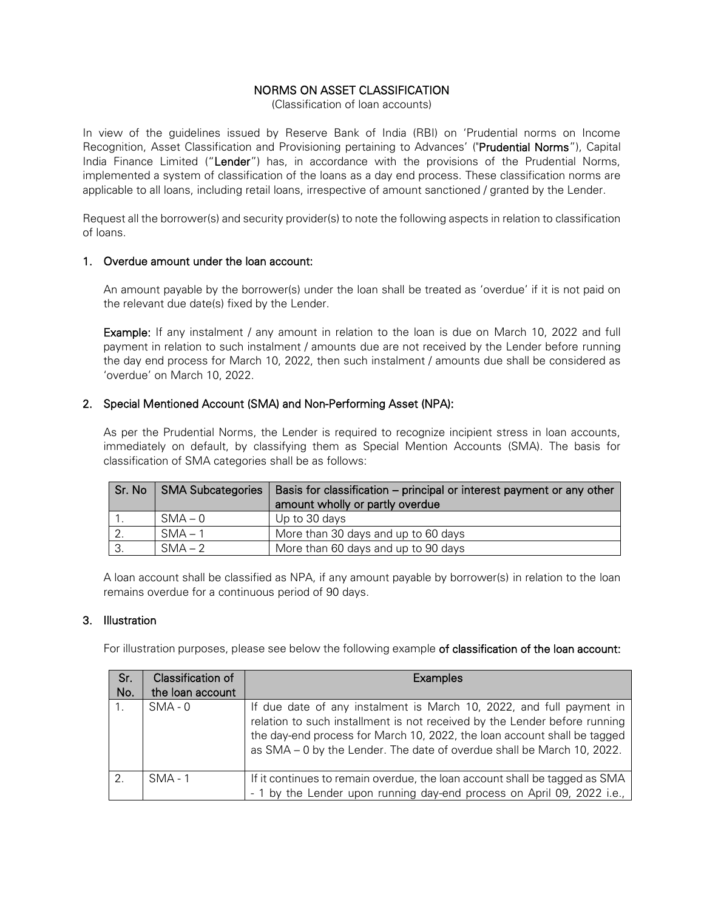# NORMS ON ASSET CLASSIFICATION

(Classification of loan accounts)

In view of the guidelines issued by Reserve Bank of India (RBI) on 'Prudential norms on Income Recognition, Asset Classification and Provisioning pertaining to Advances' ("**Prudential Norms**"), Capital India Finance Limited ("**Lender**") has, in accordance with the provisions of the Prudential Norms, implemented a system of classification of the loans as a day end process. These classification norms are applicable to all loans, including retail loans, irrespective of amount sanctioned / granted by the Lender.

Request all the borrower(s) and security provider(s) to note the following aspects in relation to classification of loans.

## 1. Overdue amount under the loan account:

An amount payable by the borrower(s) under the loan shall be treated as 'overdue' if it is not paid on the relevant due date(s) fixed by the Lender.

**Example:** If any instalment / any amount in relation to the loan is due on March 10, 2022 and full payment in relation to such instalment / amounts due are not received by the Lender before running the day end process for March 10, 2022, then such instalment / amounts due shall be considered as 'overdue' on March 10, 2022.

## 2. Special Mentioned Account (SMA) and Non-Performing Asset (NPA):

As per the Prudential Norms, the Lender is required to recognize incipient stress in loan accounts, immediately on default, by classifying them as Special Mention Accounts (SMA). The basis for classification of SMA categories shall be as follows:

| Sr. No | SMA Subcategories | Basis for classification – principal or interest payment or any other amount wholly or partly overdue |
|---|---|---|
| 1. | SMA – 0 | Up to 30 days |
| 2. | SMA – 1 | More than 30 days and up to 60 days |
| 3. | SMA – 2 | More than 60 days and up to 90 days |

A loan account shall be classified as NPA, if any amount payable by borrower(s) in relation to the loan remains overdue for a continuous period of 90 days.

## 3. Illustration

For illustration purposes, please see below the following example **of classification of the loan account:**

| Sr. No. | Classification of the loan account | Examples |
|---|---|---|
| 1. | SMA - 0 | If due date of any instalment is March 10, 2022, and full payment in relation to such installment is not received by the Lender before running the day-end process for March 10, 2022, the loan account shall be tagged as SMA – 0 by the Lender. The date of overdue shall be March 10, 2022. |
| 2. | SMA - 1 | If it continues to remain overdue, the loan account shall be tagged as SMA - 1 by the Lender upon running day-end process on April 09, 2022 i.e., |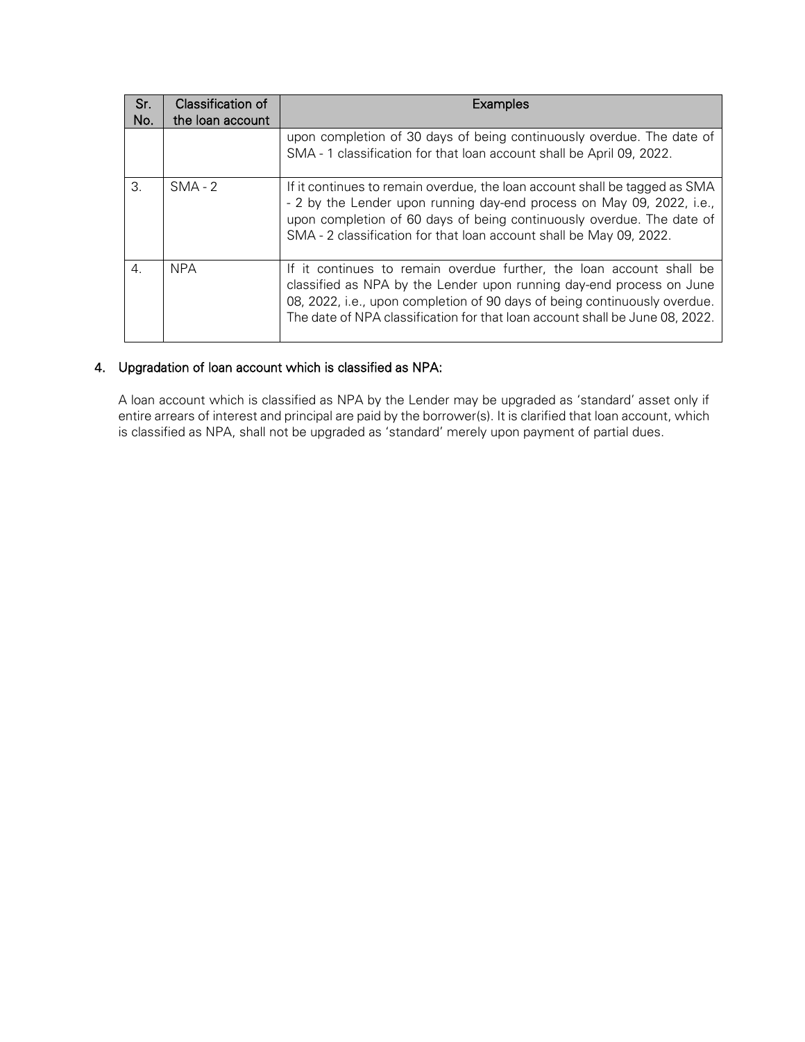| Sr. No. | Classification of the loan account | Examples |
|---|---|---|
| | | upon completion of 30 days of being continuously overdue. The date of SMA - 1 classification for that loan account shall be April 09, 2022. |
| 3. | SMA - 2 | If it continues to remain overdue, the loan account shall be tagged as SMA - 2 by the Lender upon running day-end process on May 09, 2022, i.e., upon completion of 60 days of being continuously overdue. The date of SMA - 2 classification for that loan account shall be May 09, 2022. |
| 4. | NPA | If it continues to remain overdue further, the loan account shall be classified as NPA by the Lender upon running day-end process on June 08, 2022, i.e., upon completion of 90 days of being continuously overdue. The date of NPA classification for that loan account shall be June 08, 2022. |

4. Upgradation of loan account which is classified as NPA:

A loan account which is classified as NPA by the Lender may be upgraded as 'standard' asset only if entire arrears of interest and principal are paid by the borrower(s). It is clarified that loan account, which is classified as NPA, shall not be upgraded as 'standard' merely upon payment of partial dues.